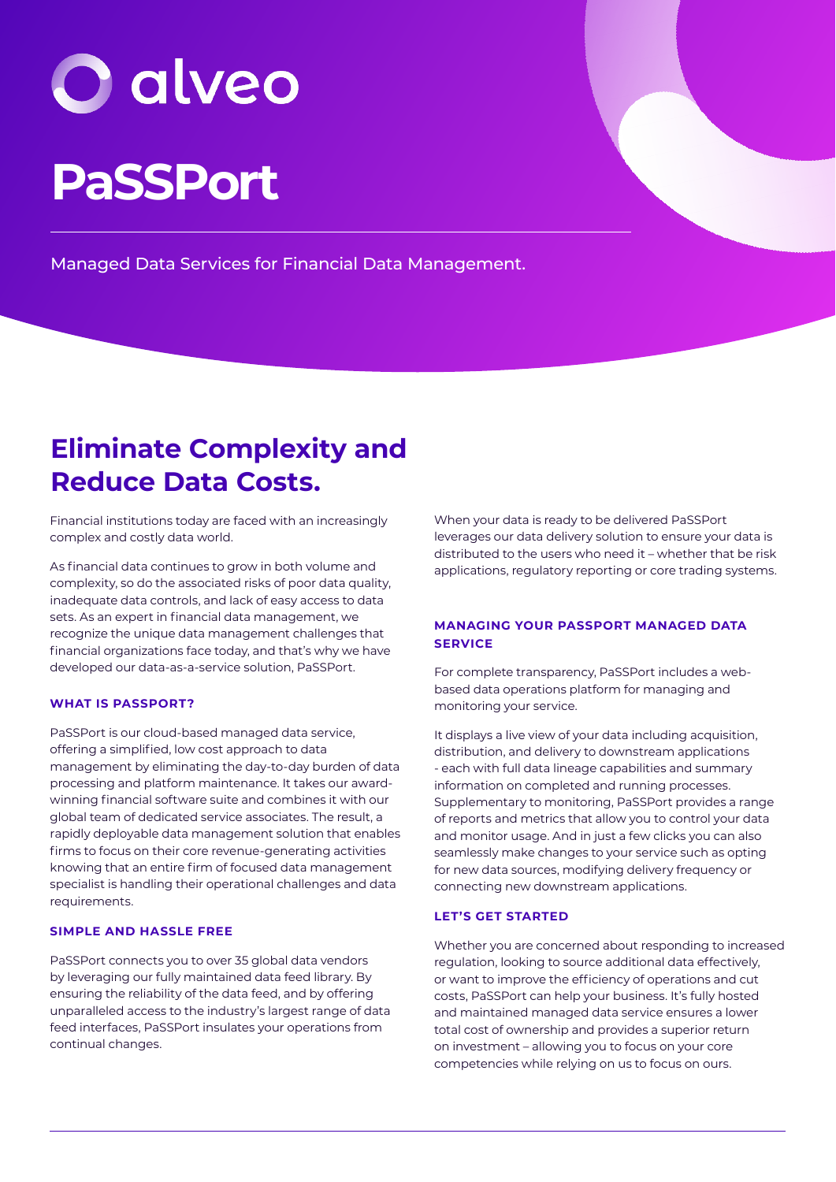alveo

# PaSSPort

Managed Data Services for Financial Data Management.

## Eliminate Complexity and Reduce Data Costs.

Financial institutions today are faced with an increasingly complex and costly data world.

As financial data continues to grow in both volume and complexity, so do the associated risks of poor data quality, inadequate data controls, and lack of easy access to data sets. As an expert in financial data management, we recognize the unique data management challenges that financial organizations face today, and that's why we have developed our data-as-a-service solution, PaSSPort.

### WHAT IS PASSPORT?

PaSSPort is our cloud-based managed data service, offering a simplified, low cost approach to data management by eliminating the day-to-day burden of data processing and platform maintenance. It takes our award-winning financial software suite and combines it with our global team of dedicated service associates. The result, a rapidly deployable data management solution that enables firms to focus on their core revenue-generating activities knowing that an entire firm of focused data management specialist is handling their operational challenges and data requirements.

### SIMPLE AND HASSLE FREE

PaSSPort connects you to over 35 global data vendors by leveraging our fully maintained data feed library. By ensuring the reliability of the data feed, and by offering unparalleled access to the industry's largest range of data feed interfaces, PaSSPort insulates your operations from continual changes.

When your data is ready to be delivered PaSSPort leverages our data delivery solution to ensure your data is distributed to the users who need it – whether that be risk applications, regulatory reporting or core trading systems.

### MANAGING YOUR PASSPORT MANAGED DATA SERVICE

For complete transparency, PaSSPort includes a web-based data operations platform for managing and monitoring your service.

It displays a live view of your data including acquisition, distribution, and delivery to downstream applications - each with full data lineage capabilities and summary information on completed and running processes. Supplementary to monitoring, PaSSPort provides a range of reports and metrics that allow you to control your data and monitor usage. And in just a few clicks you can also seamlessly make changes to your service such as opting for new data sources, modifying delivery frequency or connecting new downstream applications.

### LET'S GET STARTED

Whether you are concerned about responding to increased regulation, looking to source additional data effectively, or want to improve the efficiency of operations and cut costs, PaSSPort can help your business. It's fully hosted and maintained managed data service ensures a lower total cost of ownership and provides a superior return on investment – allowing you to focus on your core competencies while relying on us to focus on ours.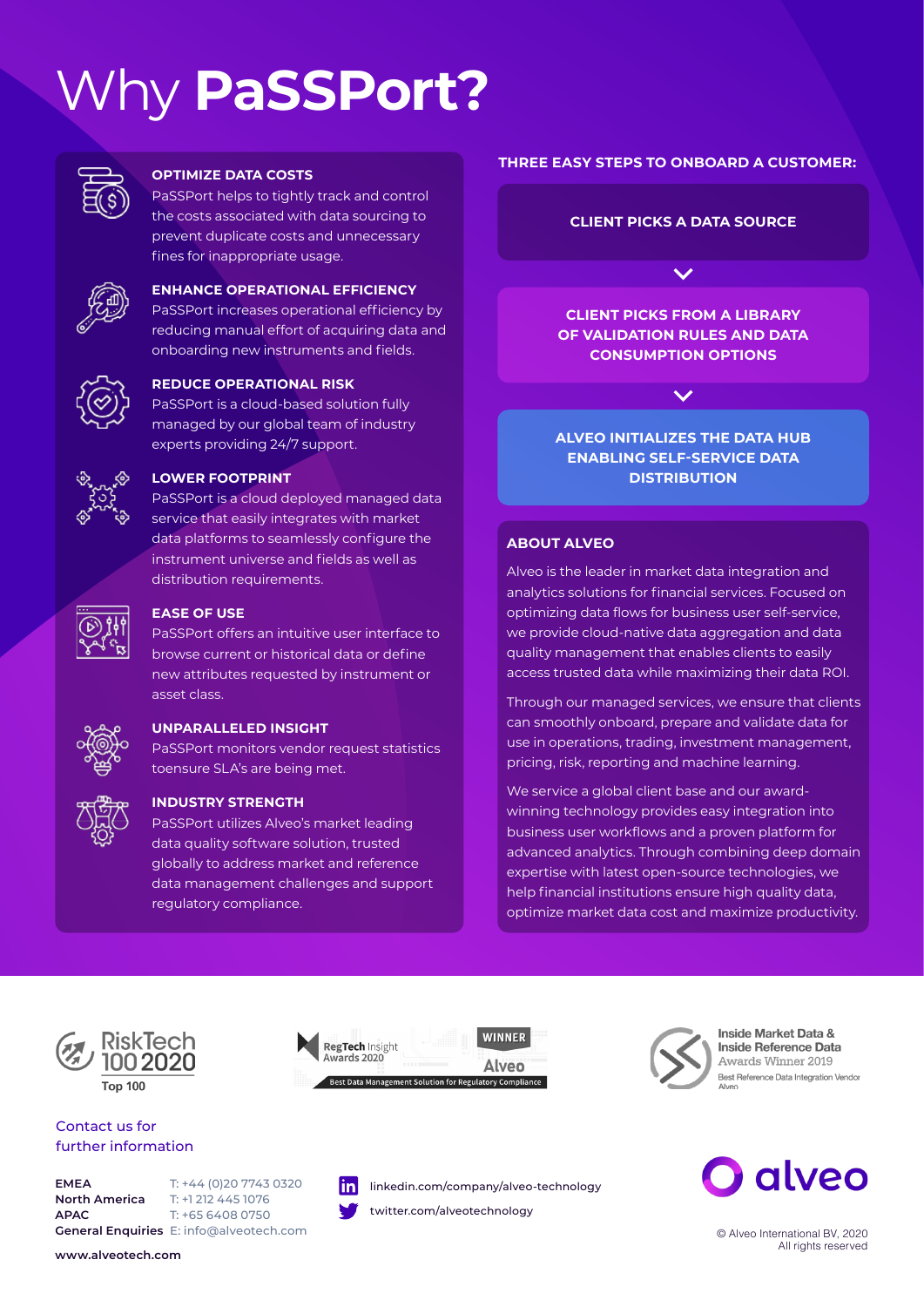# Why **PaSSPort?**

### OPTIMIZE DATA COSTS

PaSSPort helps to tightly track and control the costs associated with data sourcing to prevent duplicate costs and unnecessary fines for inappropriate usage.

### ENHANCE OPERATIONAL EFFICIENCY

PaSSPort increases operational efficiency by reducing manual effort of acquiring data and onboarding new instruments and fields.

### REDUCE OPERATIONAL RISK

PaSSPort is a cloud-based solution fully managed by our global team of industry experts providing 24/7 support.

### LOWER FOOTPRINT

PaSSPort is a cloud deployed managed data service that easily integrates with market data platforms to seamlessly configure the instrument universe and fields as well as distribution requirements.

### EASE OF USE

PaSSPort offers an intuitive user interface to browse current or historical data or define new attributes requested by instrument or asset class.

### UNPARALLELED INSIGHT

PaSSPort monitors vendor request statistics toensure SLA's are being met.

### INDUSTRY STRENGTH

PaSSPort utilizes Alveo's market leading data quality software solution, trusted globally to address market and reference data management challenges and support regulatory compliance.

## THREE EASY STEPS TO ONBOARD A CUSTOMER:

1. CLIENT PICKS A DATA SOURCE
2. CLIENT PICKS FROM A LIBRARY OF VALIDATION RULES AND DATA CONSUMPTION OPTIONS
3. ALVEO INITIALIZES THE DATA HUB ENABLING SELF-SERVICE DATA DISTRIBUTION

## ABOUT ALVEO

Alveo is the leader in market data integration and analytics solutions for financial services. Focused on optimizing data flows for business user self-service, we provide cloud-native data aggregation and data quality management that enables clients to easily access trusted data while maximizing their data ROI.

Through our managed services, we ensure that clients can smoothly onboard, prepare and validate data for use in operations, trading, investment management, pricing, risk, reporting and machine learning.

We service a global client base and our award-winning technology provides easy integration into business user workflows and a proven platform for advanced analytics. Through combining deep domain expertise with latest open-source technologies, we help financial institutions ensure high quality data, optimize market data cost and maximize productivity.

RiskTech 100 2020
Top 100

RegTech Insight Awards 2020 — WINNER Alveo — Best Data Management Solution for Regulatory Compliance

Inside Market Data & Inside Reference Data Awards Winner 2019
Best Reference Data Integration Vendor
Alveo

Contact us for further information

| | |
|---|---|
| **EMEA** | T: +44 (0)20 7743 0320 |
| **North America** | T: +1 212 445 1076 |
| **APAC** | T: +65 6408 0750 |
| **General Enquiries** | E: info@alveotech.com |

**www.alveotech.com**

linkedin.com/company/alveo-technology

twitter.com/alveotechnology

alveo

© Alveo International BV, 2020
All rights reserved